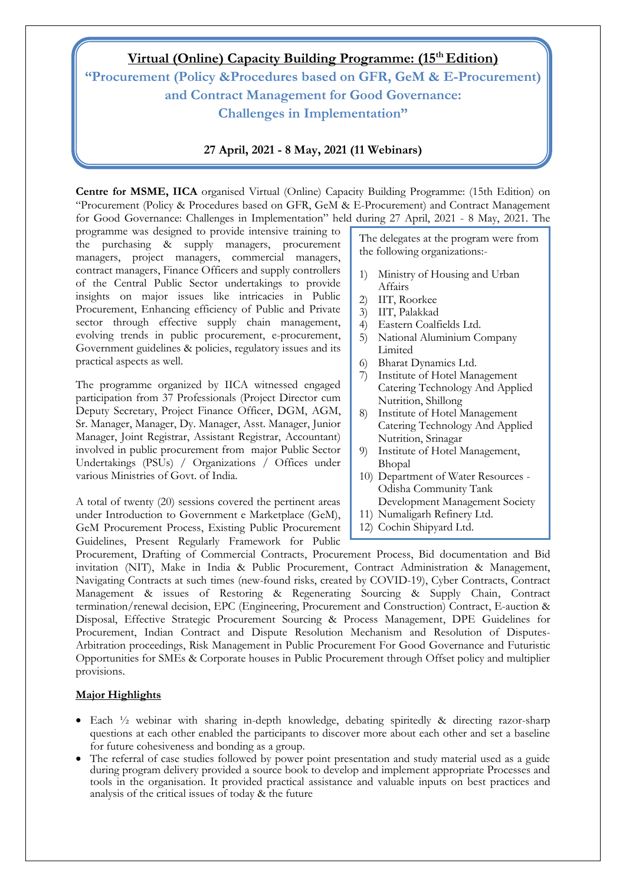# Virtual (Online) Capacity Building Programme: (15th Edition)

## "Procurement (Policy &Procedures based on GFR, GeM & E-Procurement) and Contract Management for Good Governance: Challenges in Implementation"

**27 April, 2021 - 8 May, 2021 (11 Webinars)**

**Centre for MSME, IICA** organised Virtual (Online) Capacity Building Programme: (15th Edition) on "Procurement (Policy & Procedures based on GFR, GeM & E-Procurement) and Contract Management for Good Governance: Challenges in Implementation" held during 27 April, 2021 - 8 May, 2021. The programme was designed to provide intensive training to the purchasing & supply managers, procurement managers, project managers, commercial managers, contract managers, Finance Officers and supply controllers of the Central Public Sector undertakings to provide insights on major issues like intricacies in Public Procurement, Enhancing efficiency of Public and Private sector through effective supply chain management, evolving trends in public procurement, e-procurement, Government guidelines & policies, regulatory issues and its practical aspects as well.

The programme organized by IICA witnessed engaged participation from 37 Professionals (Project Director cum Deputy Secretary, Project Finance Officer, DGM, AGM, Sr. Manager, Manager, Dy. Manager, Asst. Manager, Junior Manager, Joint Registrar, Assistant Registrar, Accountant) involved in public procurement from major Public Sector Undertakings (PSUs) / Organizations / Offices under various Ministries of Govt. of India.

The delegates at the program were from the following organizations:-

1) Ministry of Housing and Urban Affairs
2) IIT, Roorkee
3) IIT, Palakkad
4) Eastern Coalfields Ltd.
5) National Aluminium Company Limited
6) Bharat Dynamics Ltd.
7) Institute of Hotel Management Catering Technology And Applied Nutrition, Shillong
8) Institute of Hotel Management Catering Technology And Applied Nutrition, Srinagar
9) Institute of Hotel Management, Bhopal
10) Department of Water Resources - Odisha Community Tank Development Management Society
11) Numaligarh Refinery Ltd.
12) Cochin Shipyard Ltd.

A total of twenty (20) sessions covered the pertinent areas under Introduction to Government e Marketplace (GeM), GeM Procurement Process, Existing Public Procurement Guidelines, Present Regularly Framework for Public Procurement, Drafting of Commercial Contracts, Procurement Process, Bid documentation and Bid invitation (NIT), Make in India & Public Procurement, Contract Administration & Management, Navigating Contracts at such times (new-found risks, created by COVID-19), Cyber Contracts, Contract Management & issues of Restoring & Regenerating Sourcing & Supply Chain, Contract termination/renewal decision, EPC (Engineering, Procurement and Construction) Contract, E-auction & Disposal, Effective Strategic Procurement Sourcing & Process Management, DPE Guidelines for Procurement, Indian Contract and Dispute Resolution Mechanism and Resolution of Disputes-Arbitration proceedings, Risk Management in Public Procurement For Good Governance and Futuristic Opportunities for SMEs & Corporate houses in Public Procurement through Offset policy and multiplier provisions.

**Major Highlights**

- Each ½ webinar with sharing in-depth knowledge, debating spiritedly & directing razor-sharp questions at each other enabled the participants to discover more about each other and set a baseline for future cohesiveness and bonding as a group.
- The referral of case studies followed by power point presentation and study material used as a guide during program delivery provided a source book to develop and implement appropriate Processes and tools in the organisation. It provided practical assistance and valuable inputs on best practices and analysis of the critical issues of today & the future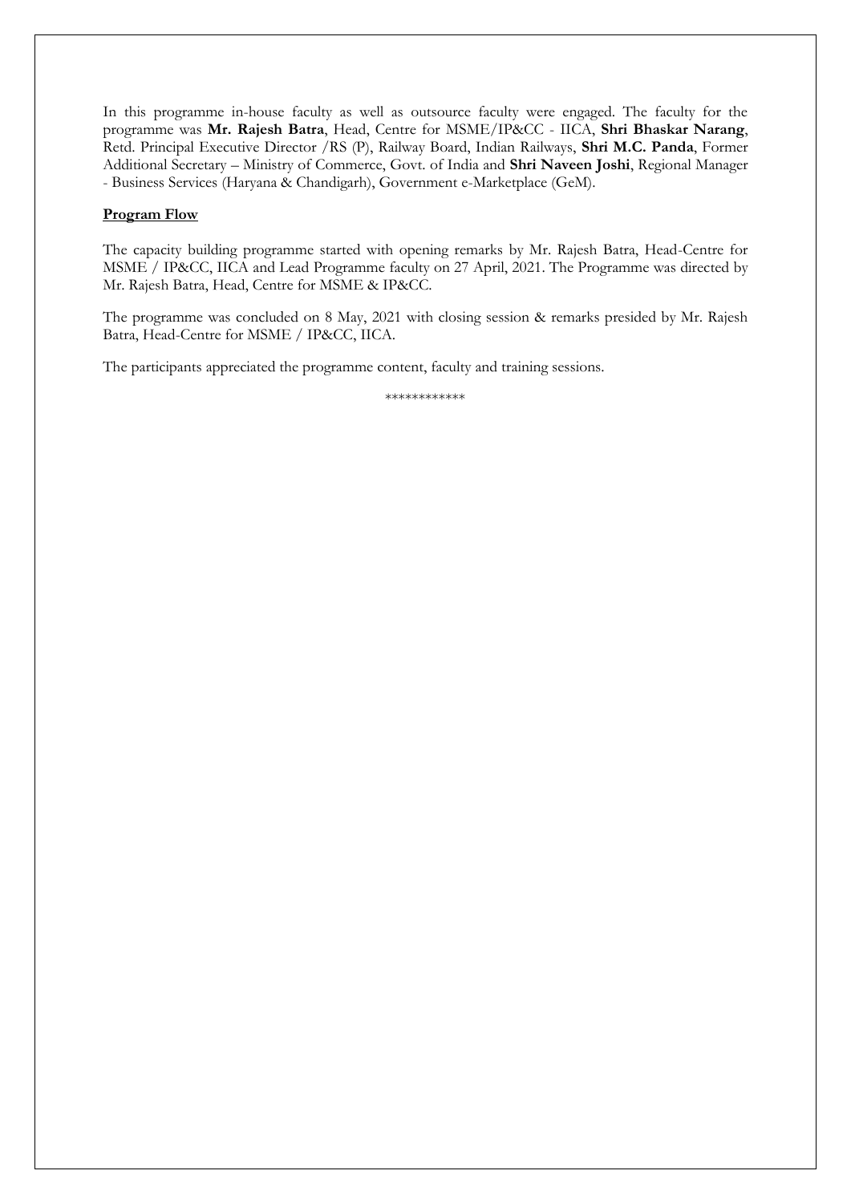In this programme in-house faculty as well as outsource faculty were engaged. The faculty for the programme was **Mr. Rajesh Batra**, Head, Centre for MSME/IP&CC - IICA, **Shri Bhaskar Narang**, Retd. Principal Executive Director /RS (P), Railway Board, Indian Railways, **Shri M.C. Panda**, Former Additional Secretary – Ministry of Commerce, Govt. of India and **Shri Naveen Joshi**, Regional Manager - Business Services (Haryana & Chandigarh), Government e-Marketplace (GeM).

**<u>Program Flow</u>**

The capacity building programme started with opening remarks by Mr. Rajesh Batra, Head-Centre for MSME / IP&CC, IICA and Lead Programme faculty on 27 April, 2021. The Programme was directed by Mr. Rajesh Batra, Head, Centre for MSME & IP&CC.

The programme was concluded on 8 May, 2021 with closing session & remarks presided by Mr. Rajesh Batra, Head-Centre for MSME / IP&CC, IICA.

The participants appreciated the programme content, faculty and training sessions.

************